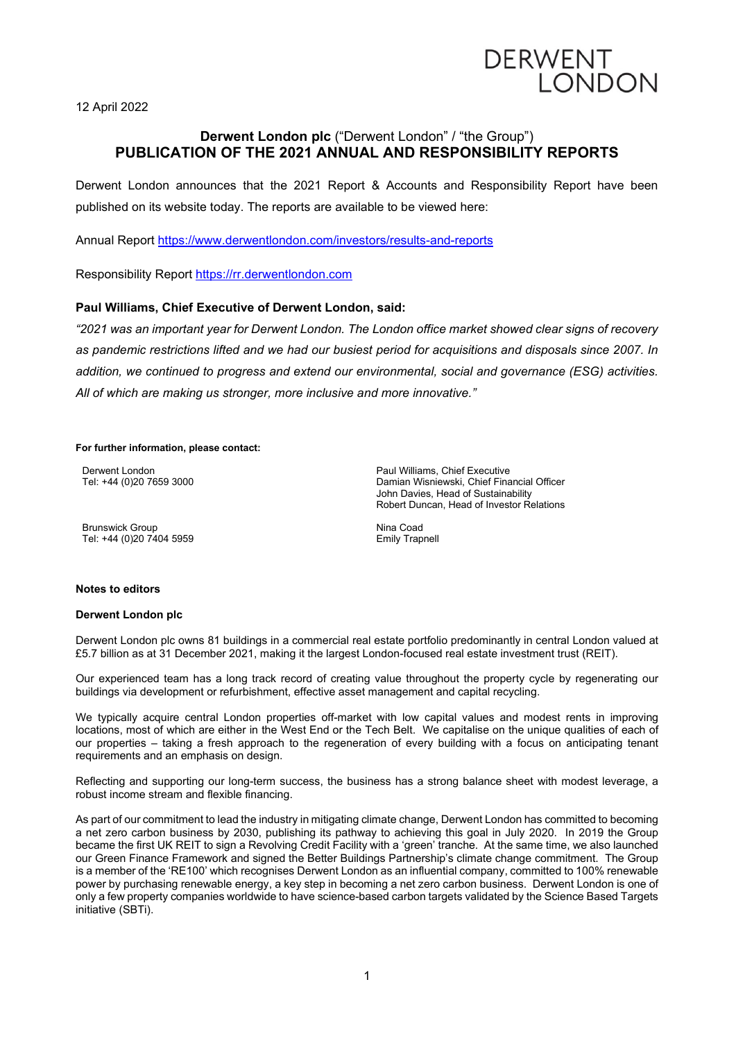DERWENT LONDON

12 April 2022

# Derwent London plc ("Derwent London" / "the Group")
# PUBLICATION OF THE 2021 ANNUAL AND RESPONSIBILITY REPORTS

Derwent London announces that the 2021 Report & Accounts and Responsibility Report have been published on its website today. The reports are available to be viewed here:

Annual Report https://www.derwentlondon.com/investors/results-and-reports

Responsibility Report https://rr.derwentlondon.com

**Paul Williams, Chief Executive of Derwent London, said:**

*"2021 was an important year for Derwent London. The London office market showed clear signs of recovery as pandemic restrictions lifted and we had our busiest period for acquisitions and disposals since 2007. In addition, we continued to progress and extend our environmental, social and governance (ESG) activities. All of which are making us stronger, more inclusive and more innovative."*

**For further information, please contact:**

| | |
|---|---|
| Derwent London<br>Tel: +44 (0)20 7659 3000 | Paul Williams, Chief Executive<br>Damian Wisniewski, Chief Financial Officer<br>John Davies, Head of Sustainability<br>Robert Duncan, Head of Investor Relations |
| Brunswick Group<br>Tel: +44 (0)20 7404 5959 | Nina Coad<br>Emily Trapnell |

**Notes to editors**

**Derwent London plc**

Derwent London plc owns 81 buildings in a commercial real estate portfolio predominantly in central London valued at £5.7 billion as at 31 December 2021, making it the largest London-focused real estate investment trust (REIT).

Our experienced team has a long track record of creating value throughout the property cycle by regenerating our buildings via development or refurbishment, effective asset management and capital recycling.

We typically acquire central London properties off-market with low capital values and modest rents in improving locations, most of which are either in the West End or the Tech Belt. We capitalise on the unique qualities of each of our properties – taking a fresh approach to the regeneration of every building with a focus on anticipating tenant requirements and an emphasis on design.

Reflecting and supporting our long-term success, the business has a strong balance sheet with modest leverage, a robust income stream and flexible financing.

As part of our commitment to lead the industry in mitigating climate change, Derwent London has committed to becoming a net zero carbon business by 2030, publishing its pathway to achieving this goal in July 2020. In 2019 the Group became the first UK REIT to sign a Revolving Credit Facility with a 'green' tranche. At the same time, we also launched our Green Finance Framework and signed the Better Buildings Partnership's climate change commitment. The Group is a member of the 'RE100' which recognises Derwent London as an influential company, committed to 100% renewable power by purchasing renewable energy, a key step in becoming a net zero carbon business. Derwent London is one of only a few property companies worldwide to have science-based carbon targets validated by the Science Based Targets initiative (SBTi).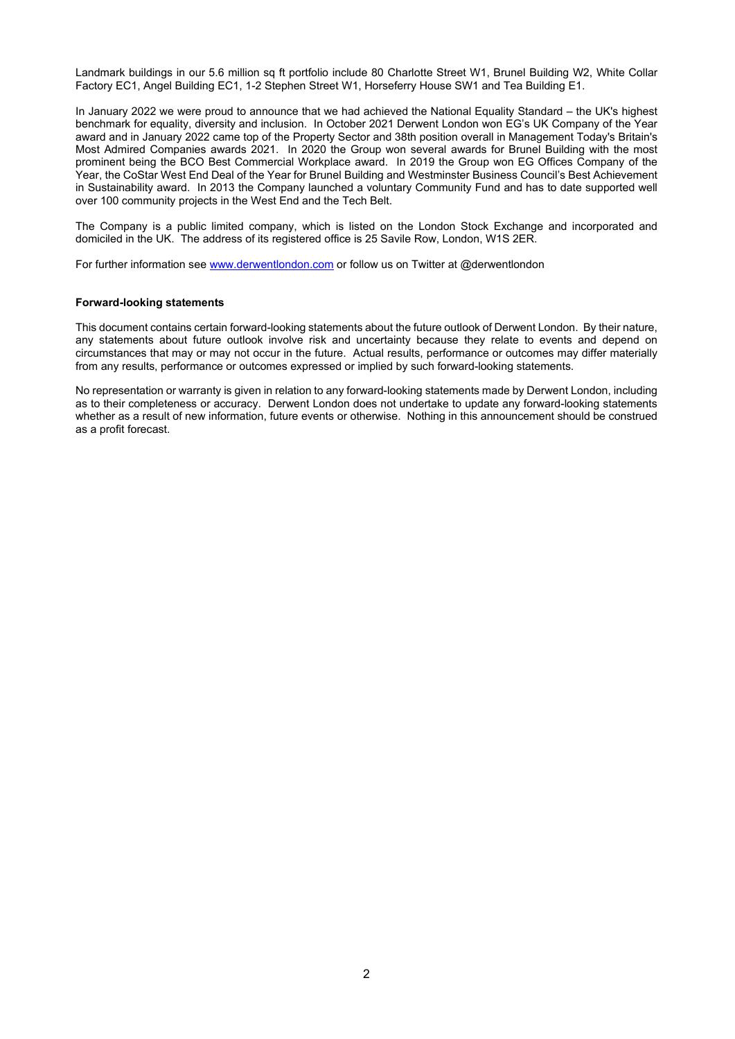Landmark buildings in our 5.6 million sq ft portfolio include 80 Charlotte Street W1, Brunel Building W2, White Collar Factory EC1, Angel Building EC1, 1-2 Stephen Street W1, Horseferry House SW1 and Tea Building E1.

In January 2022 we were proud to announce that we had achieved the National Equality Standard – the UK's highest benchmark for equality, diversity and inclusion. In October 2021 Derwent London won EG's UK Company of the Year award and in January 2022 came top of the Property Sector and 38th position overall in Management Today's Britain's Most Admired Companies awards 2021. In 2020 the Group won several awards for Brunel Building with the most prominent being the BCO Best Commercial Workplace award. In 2019 the Group won EG Offices Company of the Year, the CoStar West End Deal of the Year for Brunel Building and Westminster Business Council's Best Achievement in Sustainability award. In 2013 the Company launched a voluntary Community Fund and has to date supported well over 100 community projects in the West End and the Tech Belt.

The Company is a public limited company, which is listed on the London Stock Exchange and incorporated and domiciled in the UK. The address of its registered office is 25 Savile Row, London, W1S 2ER.

For further information see www.derwentlondon.com or follow us on Twitter at @derwentlondon

**Forward-looking statements**

This document contains certain forward-looking statements about the future outlook of Derwent London. By their nature, any statements about future outlook involve risk and uncertainty because they relate to events and depend on circumstances that may or may not occur in the future. Actual results, performance or outcomes may differ materially from any results, performance or outcomes expressed or implied by such forward-looking statements.

No representation or warranty is given in relation to any forward-looking statements made by Derwent London, including as to their completeness or accuracy. Derwent London does not undertake to update any forward-looking statements whether as a result of new information, future events or otherwise. Nothing in this announcement should be construed as a profit forecast.